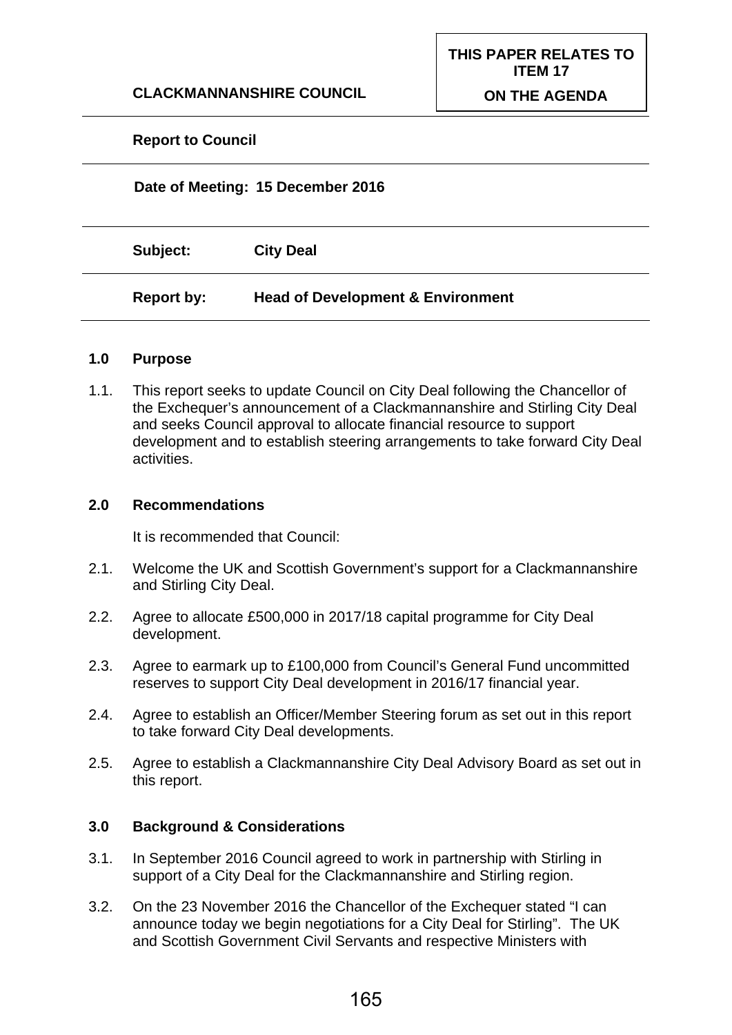**CLACKMANNANSHIRE COUNCIL**

**THIS PAPER RELATES TO ITEM 17 ON THE AGENDA**

**Report to Council**

**Date of Meeting: 15 December 2016**

**Subject:** **City Deal**

**Report by:** **Head of Development & Environment**

## 1.0 Purpose

1.1. This report seeks to update Council on City Deal following the Chancellor of the Exchequer's announcement of a Clackmannanshire and Stirling City Deal and seeks Council approval to allocate financial resource to support development and to establish steering arrangements to take forward City Deal activities.

## 2.0 Recommendations

It is recommended that Council:

2.1. Welcome the UK and Scottish Government's support for a Clackmannanshire and Stirling City Deal.

2.2. Agree to allocate £500,000 in 2017/18 capital programme for City Deal development.

2.3. Agree to earmark up to £100,000 from Council's General Fund uncommitted reserves to support City Deal development in 2016/17 financial year.

2.4. Agree to establish an Officer/Member Steering forum as set out in this report to take forward City Deal developments.

2.5. Agree to establish a Clackmannanshire City Deal Advisory Board as set out in this report.

## 3.0 Background & Considerations

3.1. In September 2016 Council agreed to work in partnership with Stirling in support of a City Deal for the Clackmannanshire and Stirling region.

3.2. On the 23 November 2016 the Chancellor of the Exchequer stated "I can announce today we begin negotiations for a City Deal for Stirling". The UK and Scottish Government Civil Servants and respective Ministers with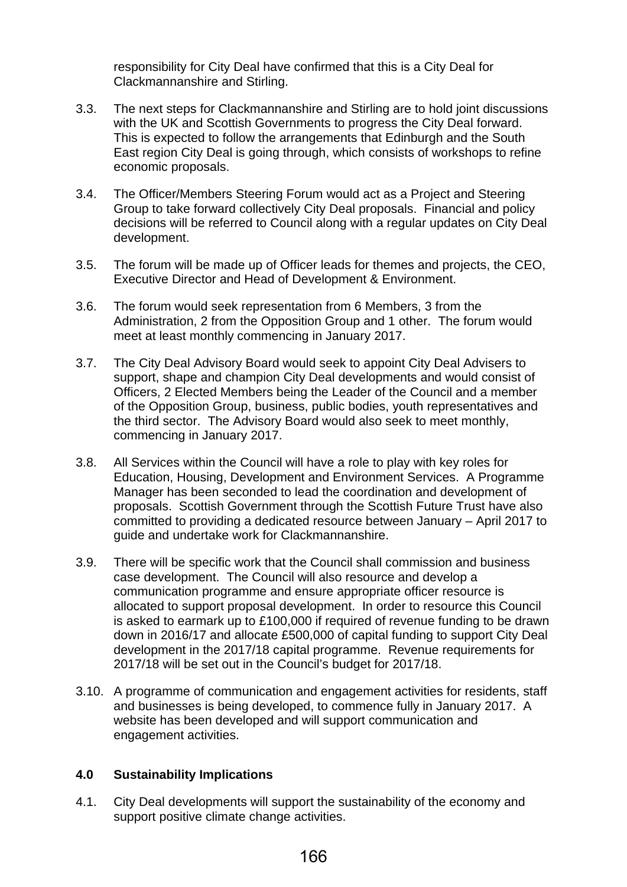responsibility for City Deal have confirmed that this is a City Deal for Clackmannanshire and Stirling.

3.3. The next steps for Clackmannanshire and Stirling are to hold joint discussions with the UK and Scottish Governments to progress the City Deal forward. This is expected to follow the arrangements that Edinburgh and the South East region City Deal is going through, which consists of workshops to refine economic proposals.

3.4. The Officer/Members Steering Forum would act as a Project and Steering Group to take forward collectively City Deal proposals. Financial and policy decisions will be referred to Council along with a regular updates on City Deal development.

3.5. The forum will be made up of Officer leads for themes and projects, the CEO, Executive Director and Head of Development & Environment.

3.6. The forum would seek representation from 6 Members, 3 from the Administration, 2 from the Opposition Group and 1 other. The forum would meet at least monthly commencing in January 2017.

3.7. The City Deal Advisory Board would seek to appoint City Deal Advisers to support, shape and champion City Deal developments and would consist of Officers, 2 Elected Members being the Leader of the Council and a member of the Opposition Group, business, public bodies, youth representatives and the third sector. The Advisory Board would also seek to meet monthly, commencing in January 2017.

3.8. All Services within the Council will have a role to play with key roles for Education, Housing, Development and Environment Services. A Programme Manager has been seconded to lead the coordination and development of proposals. Scottish Government through the Scottish Future Trust have also committed to providing a dedicated resource between January – April 2017 to guide and undertake work for Clackmannanshire.

3.9. There will be specific work that the Council shall commission and business case development. The Council will also resource and develop a communication programme and ensure appropriate officer resource is allocated to support proposal development. In order to resource this Council is asked to earmark up to £100,000 if required of revenue funding to be drawn down in 2016/17 and allocate £500,000 of capital funding to support City Deal development in the 2017/18 capital programme. Revenue requirements for 2017/18 will be set out in the Council's budget for 2017/18.

3.10. A programme of communication and engagement activities for residents, staff and businesses is being developed, to commence fully in January 2017. A website has been developed and will support communication and engagement activities.

## 4.0 Sustainability Implications

4.1. City Deal developments will support the sustainability of the economy and support positive climate change activities.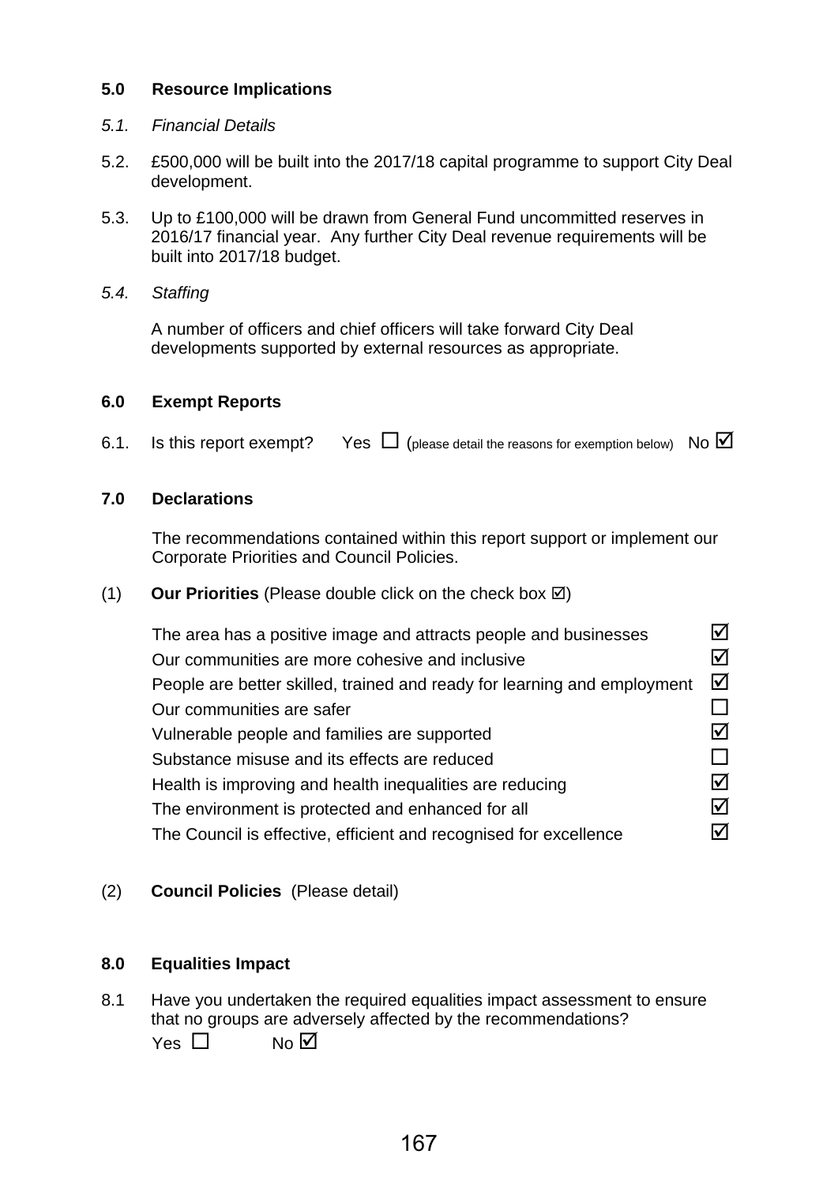### 5.0 Resource Implications

5.1. *Financial Details*

5.2. £500,000 will be built into the 2017/18 capital programme to support City Deal development.

5.3. Up to £100,000 will be drawn from General Fund uncommitted reserves in 2016/17 financial year. Any further City Deal revenue requirements will be built into 2017/18 budget.

5.4. *Staffing*

A number of officers and chief officers will take forward City Deal developments supported by external resources as appropriate.

### 6.0 Exempt Reports

6.1. Is this report exempt? Yes ☐ (please detail the reasons for exemption below) No ☑

### 7.0 Declarations

The recommendations contained within this report support or implement our Corporate Priorities and Council Policies.

(1) **Our Priorities** (Please double click on the check box ☑)

| | |
|---|---|
| The area has a positive image and attracts people and businesses | ☑ |
| Our communities are more cohesive and inclusive | ☑ |
| People are better skilled, trained and ready for learning and employment | ☑ |
| Our communities are safer | ☐ |
| Vulnerable people and families are supported | ☑ |
| Substance misuse and its effects are reduced | ☐ |
| Health is improving and health inequalities are reducing | ☑ |
| The environment is protected and enhanced for all | ☑ |
| The Council is effective, efficient and recognised for excellence | ☑ |

(2) **Council Policies** (Please detail)

### 8.0 Equalities Impact

8.1 Have you undertaken the required equalities impact assessment to ensure that no groups are adversely affected by the recommendations?

Yes ☐ No ☑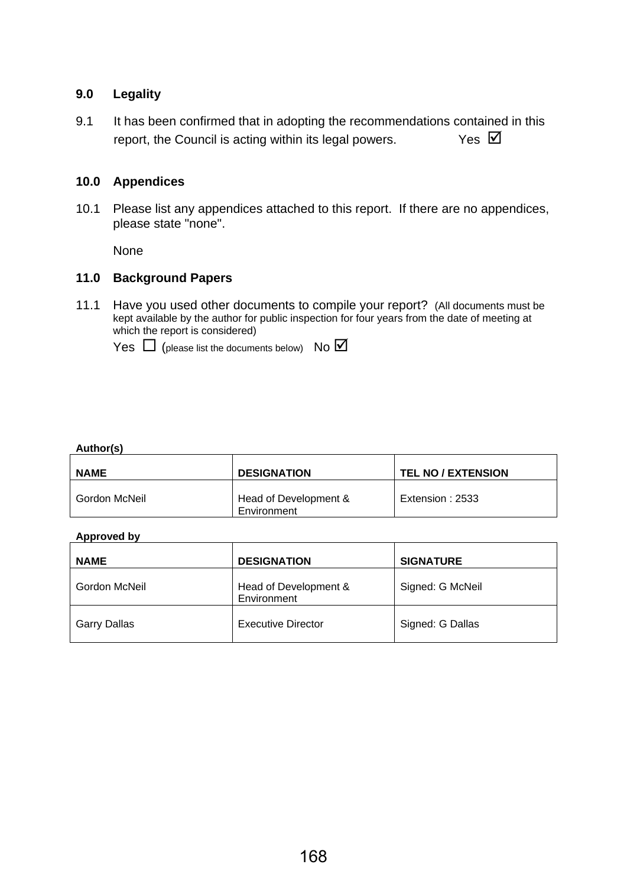## 9.0 Legality

9.1 It has been confirmed that in adopting the recommendations contained in this report, the Council is acting within its legal powers. Yes ☑

## 10.0 Appendices

10.1 Please list any appendices attached to this report. If there are no appendices, please state "none".

None

## 11.0 Background Papers

11.1 Have you used other documents to compile your report? (All documents must be kept available by the author for public inspection for four years from the date of meeting at which the report is considered)

Yes ☐ (please list the documents below) No ☑

**Author(s)**

| NAME | DESIGNATION | TEL NO / EXTENSION |
|---|---|---|
| Gordon McNeil | Head of Development & Environment | Extension : 2533 |

**Approved by**

| NAME | DESIGNATION | SIGNATURE |
|---|---|---|
| Gordon McNeil | Head of Development & Environment | Signed: G McNeil |
| Garry Dallas | Executive Director | Signed: G Dallas |